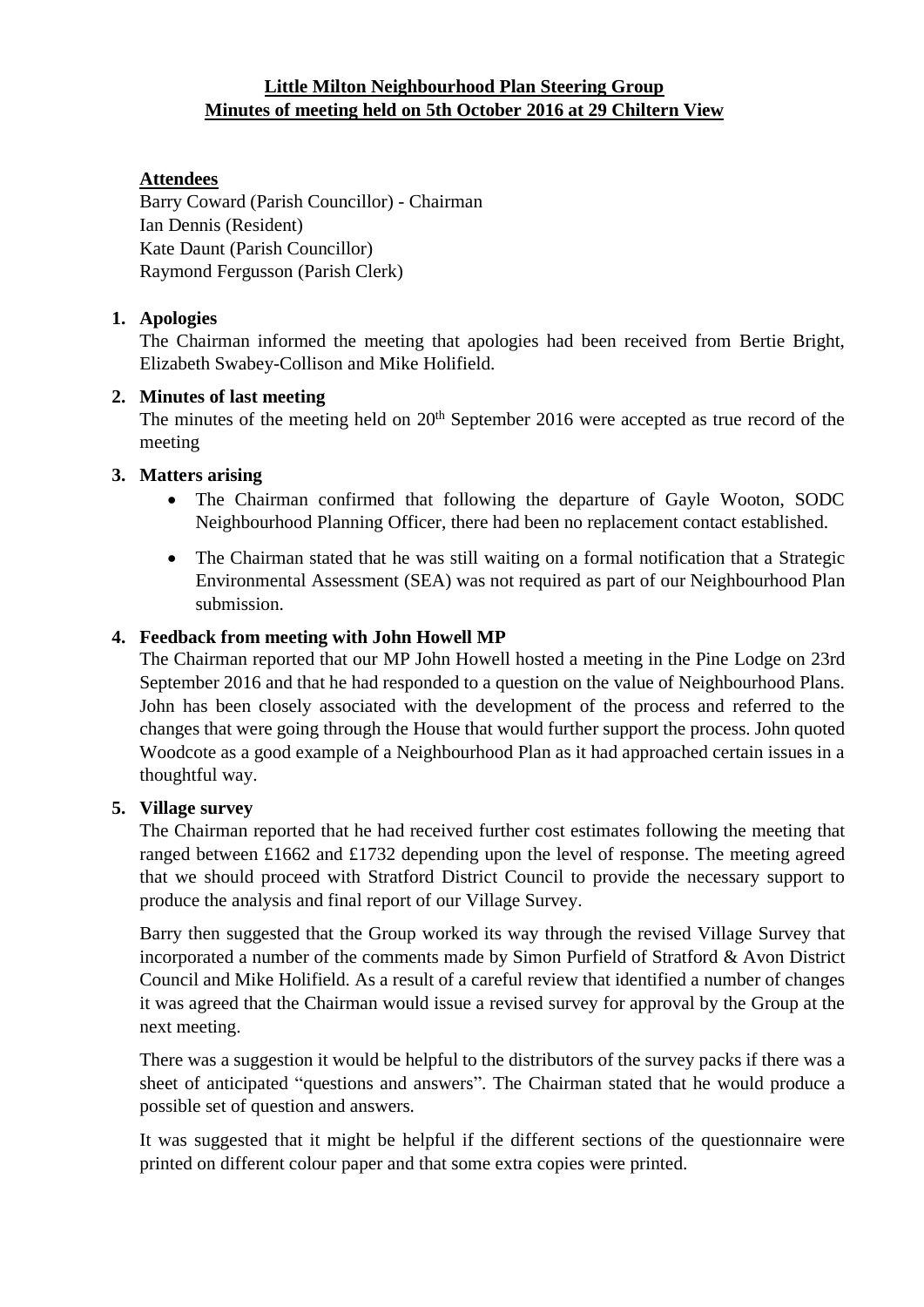# Little Milton Neighbourhood Plan Steering Group
## Minutes of meeting held on 5th October 2016 at 29 Chiltern View

**Attendees**

Barry Coward (Parish Councillor) - Chairman
Ian Dennis (Resident)
Kate Daunt (Parish Councillor)
Raymond Fergusson (Parish Clerk)

1. **Apologies**

   The Chairman informed the meeting that apologies had been received from Bertie Bright, Elizabeth Swabey-Collison and Mike Holifield.

2. **Minutes of last meeting**

   The minutes of the meeting held on 20th September 2016 were accepted as true record of the meeting

3. **Matters arising**

   - The Chairman confirmed that following the departure of Gayle Wooton, SODC Neighbourhood Planning Officer, there had been no replacement contact established.
   - The Chairman stated that he was still waiting on a formal notification that a Strategic Environmental Assessment (SEA) was not required as part of our Neighbourhood Plan submission.

4. **Feedback from meeting with John Howell MP**

   The Chairman reported that our MP John Howell hosted a meeting in the Pine Lodge on 23rd September 2016 and that he had responded to a question on the value of Neighbourhood Plans. John has been closely associated with the development of the process and referred to the changes that were going through the House that would further support the process. John quoted Woodcote as a good example of a Neighbourhood Plan as it had approached certain issues in a thoughtful way.

5. **Village survey**

   The Chairman reported that he had received further cost estimates following the meeting that ranged between £1662 and £1732 depending upon the level of response. The meeting agreed that we should proceed with Stratford District Council to provide the necessary support to produce the analysis and final report of our Village Survey.

   Barry then suggested that the Group worked its way through the revised Village Survey that incorporated a number of the comments made by Simon Purfield of Stratford & Avon District Council and Mike Holifield. As a result of a careful review that identified a number of changes it was agreed that the Chairman would issue a revised survey for approval by the Group at the next meeting.

   There was a suggestion it would be helpful to the distributors of the survey packs if there was a sheet of anticipated "questions and answers". The Chairman stated that he would produce a possible set of question and answers.

   It was suggested that it might be helpful if the different sections of the questionnaire were printed on different colour paper and that some extra copies were printed.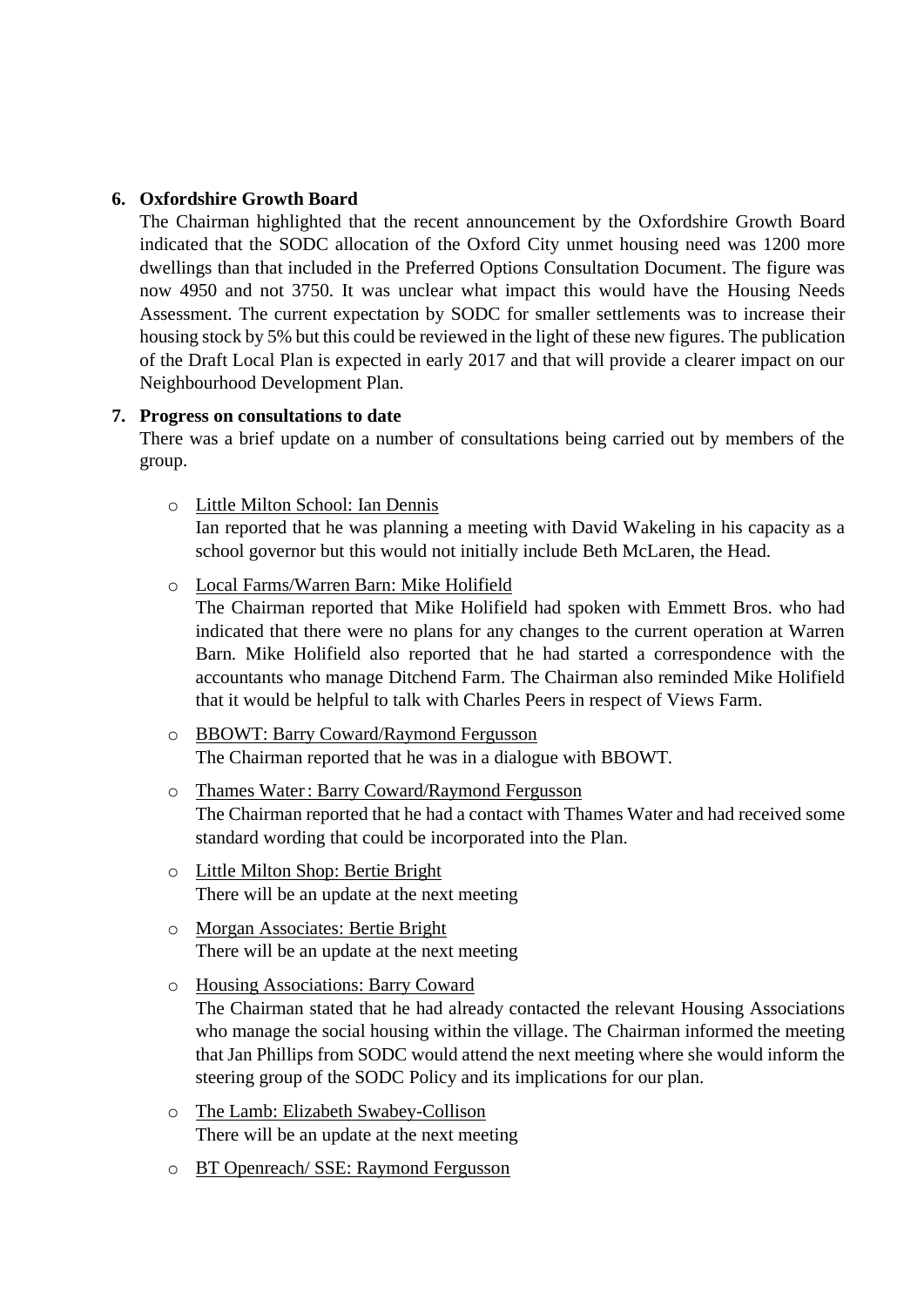6. **Oxfordshire Growth Board**

   The Chairman highlighted that the recent announcement by the Oxfordshire Growth Board indicated that the SODC allocation of the Oxford City unmet housing need was 1200 more dwellings than that included in the Preferred Options Consultation Document. The figure was now 4950 and not 3750. It was unclear what impact this would have the Housing Needs Assessment. The current expectation by SODC for smaller settlements was to increase their housing stock by 5% but this could be reviewed in the light of these new figures. The publication of the Draft Local Plan is expected in early 2017 and that will provide a clearer impact on our Neighbourhood Development Plan.

7. **Progress on consultations to date**

   There was a brief update on a number of consultations being carried out by members of the group.

   - Little Milton School: Ian Dennis

     Ian reported that he was planning a meeting with David Wakeling in his capacity as a school governor but this would not initially include Beth McLaren, the Head.

   - Local Farms/Warren Barn: Mike Holifield

     The Chairman reported that Mike Holifield had spoken with Emmett Bros. who had indicated that there were no plans for any changes to the current operation at Warren Barn. Mike Holifield also reported that he had started a correspondence with the accountants who manage Ditchend Farm. The Chairman also reminded Mike Holifield that it would be helpful to talk with Charles Peers in respect of Views Farm.

   - BBOWT: Barry Coward/Raymond Fergusson

     The Chairman reported that he was in a dialogue with BBOWT.

   - Thames Water : Barry Coward/Raymond Fergusson

     The Chairman reported that he had a contact with Thames Water and had received some standard wording that could be incorporated into the Plan.

   - Little Milton Shop: Bertie Bright

     There will be an update at the next meeting

   - Morgan Associates: Bertie Bright

     There will be an update at the next meeting

   - Housing Associations: Barry Coward

     The Chairman stated that he had already contacted the relevant Housing Associations who manage the social housing within the village. The Chairman informed the meeting that Jan Phillips from SODC would attend the next meeting where she would inform the steering group of the SODC Policy and its implications for our plan.

   - The Lamb: Elizabeth Swabey-Collison

     There will be an update at the next meeting

   - BT Openreach/ SSE: Raymond Fergusson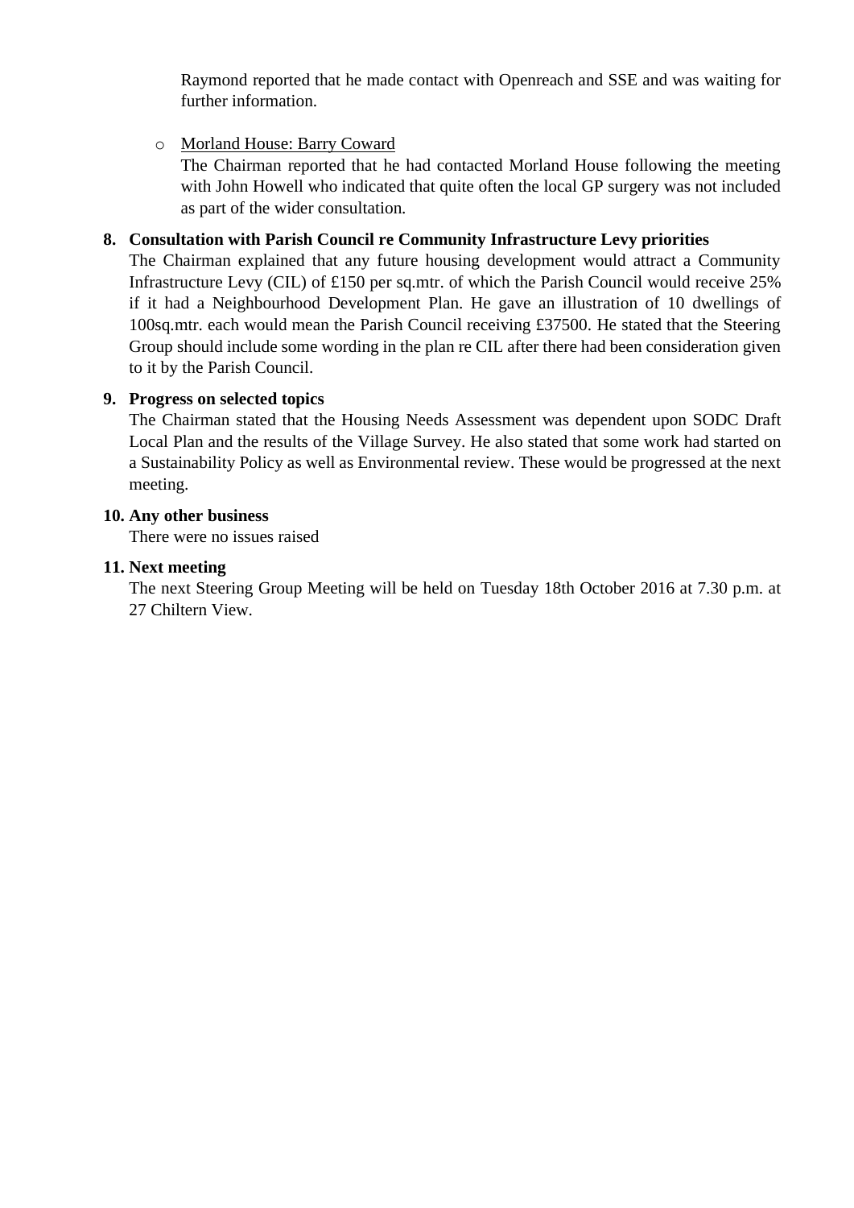Raymond reported that he made contact with Openreach and SSE and was waiting for further information.

- Morland House: Barry Coward
  The Chairman reported that he had contacted Morland House following the meeting with John Howell who indicated that quite often the local GP surgery was not included as part of the wider consultation.

**8. Consultation with Parish Council re Community Infrastructure Levy priorities**

The Chairman explained that any future housing development would attract a Community Infrastructure Levy (CIL) of £150 per sq.mtr. of which the Parish Council would receive 25% if it had a Neighbourhood Development Plan. He gave an illustration of 10 dwellings of 100sq.mtr. each would mean the Parish Council receiving £37500. He stated that the Steering Group should include some wording in the plan re CIL after there had been consideration given to it by the Parish Council.

**9. Progress on selected topics**

The Chairman stated that the Housing Needs Assessment was dependent upon SODC Draft Local Plan and the results of the Village Survey. He also stated that some work had started on a Sustainability Policy as well as Environmental review. These would be progressed at the next meeting.

**10. Any other business**

There were no issues raised

**11. Next meeting**

The next Steering Group Meeting will be held on Tuesday 18th October 2016 at 7.30 p.m. at 27 Chiltern View.